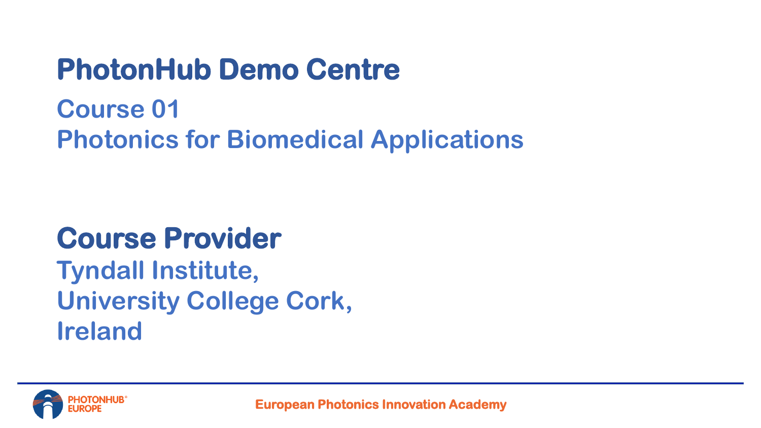# PhotonHub Demo Centre

## Course 01
## Photonics for Biomedical Applications

# Course Provider

## Tyndall Institute,
## University College Cork,
## Ireland

PHOTONHUB EUROPE

European Photonics Innovation Academy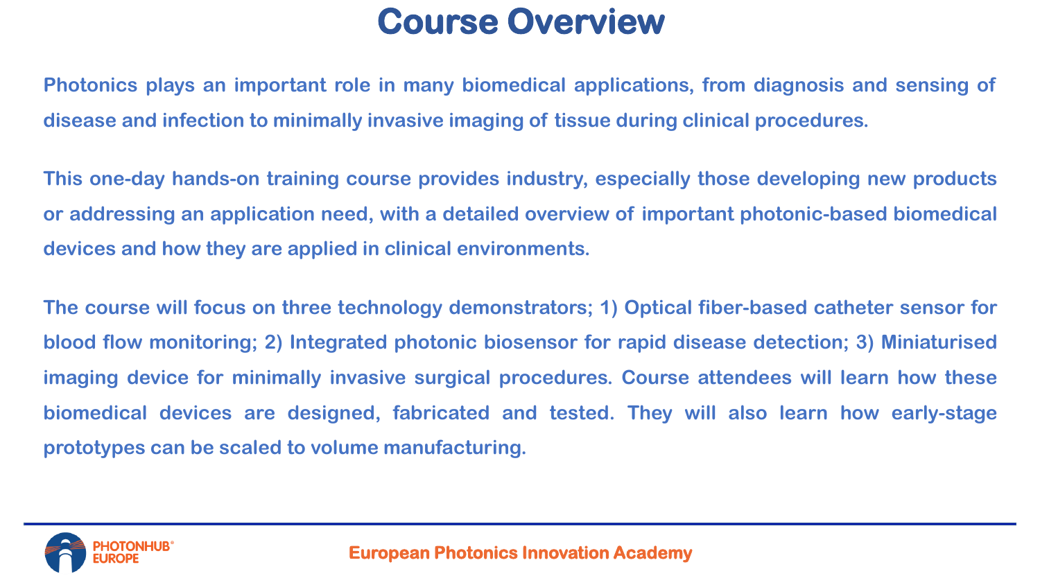# Course Overview

**Photonics plays an important role in many biomedical applications, from diagnosis and sensing of disease and infection to minimally invasive imaging of tissue during clinical procedures.**

**This one-day hands-on training course provides industry, especially those developing new products or addressing an application need, with a detailed overview of important photonic-based biomedical devices and how they are applied in clinical environments.**

**The course will focus on three technology demonstrators; 1) Optical fiber-based catheter sensor for blood flow monitoring; 2) Integrated photonic biosensor for rapid disease detection; 3) Miniaturised imaging device for minimally invasive surgical procedures. Course attendees will learn how these biomedical devices are designed, fabricated and tested. They will also learn how early-stage prototypes can be scaled to volume manufacturing.**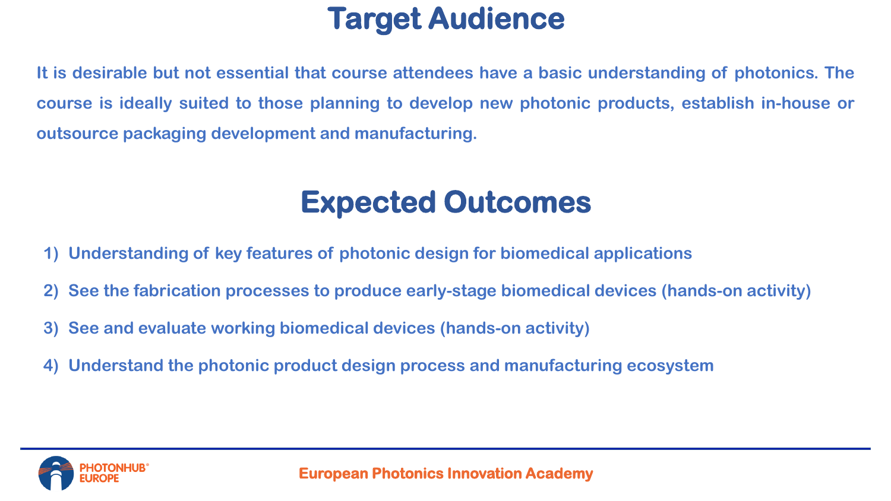# Target Audience

It is desirable but not essential that course attendees have a basic understanding of photonics. The course is ideally suited to those planning to develop new photonic products, establish in-house or outsource packaging development and manufacturing.

# Expected Outcomes

1) Understanding of key features of photonic design for biomedical applications
2) See the fabrication processes to produce early-stage biomedical devices (hands-on activity)
3) See and evaluate working biomedical devices (hands-on activity)
4) Understand the photonic product design process and manufacturing ecosystem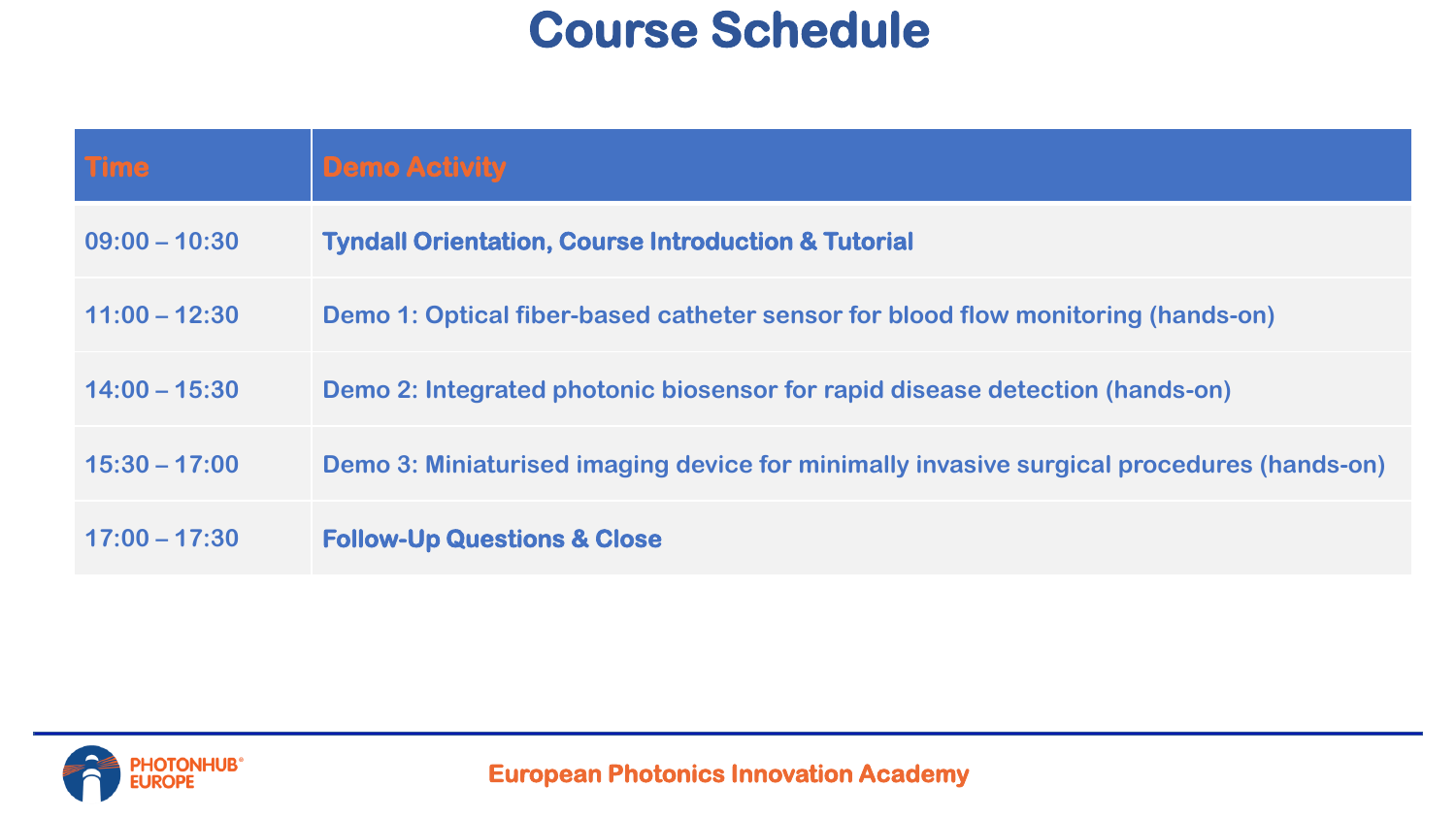# Course Schedule

| Time | Demo Activity |
| --- | --- |
| 09:00 – 10:30 | **Tyndall Orientation, Course Introduction & Tutorial** |
| 11:00 – 12:30 | Demo 1: Optical fiber-based catheter sensor for blood flow monitoring (hands-on) |
| 14:00 – 15:30 | Demo 2: Integrated photonic biosensor for rapid disease detection (hands-on) |
| 15:30 – 17:00 | Demo 3: Miniaturised imaging device for minimally invasive surgical procedures (hands-on) |
| 17:00 – 17:30 | **Follow-Up Questions & Close** |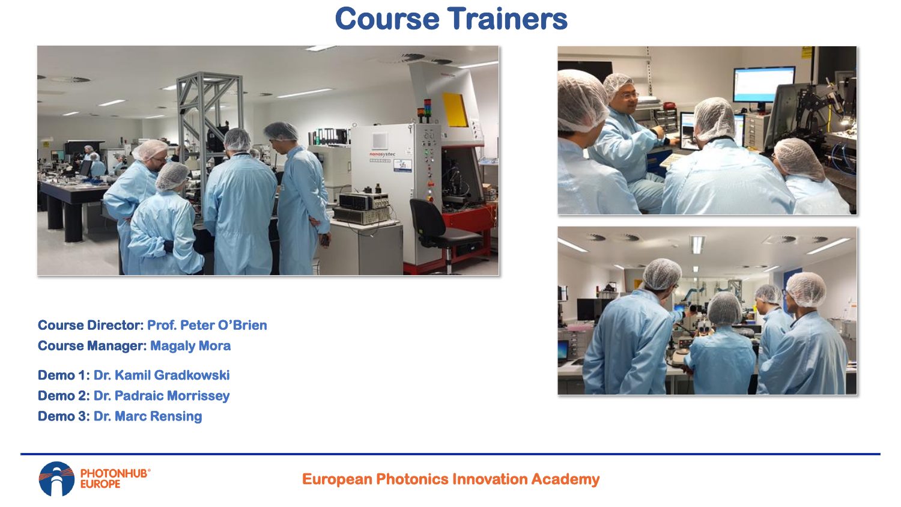# Course Trainers

**Course Director:** Prof. Peter O'Brien

**Course Manager:** Magaly Mora

**Demo 1:** Dr. Kamil Gradkowski

**Demo 2:** Dr. Padraic Morrissey

**Demo 3:** Dr. Marc Rensing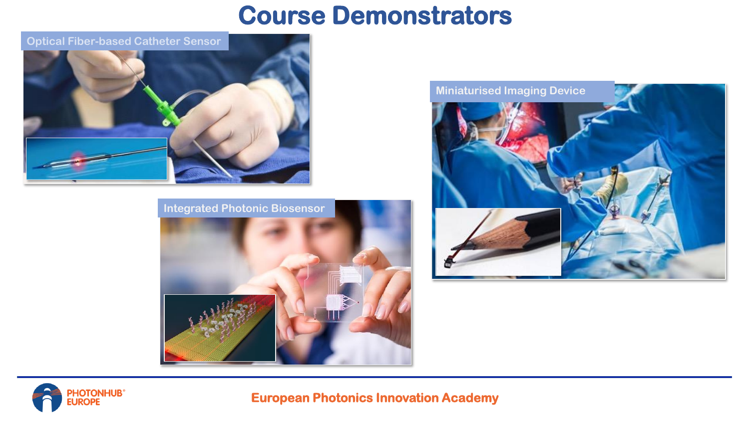# Course Demonstrators

Optical Fiber-based Catheter Sensor

Miniaturised Imaging Device

Integrated Photonic Biosensor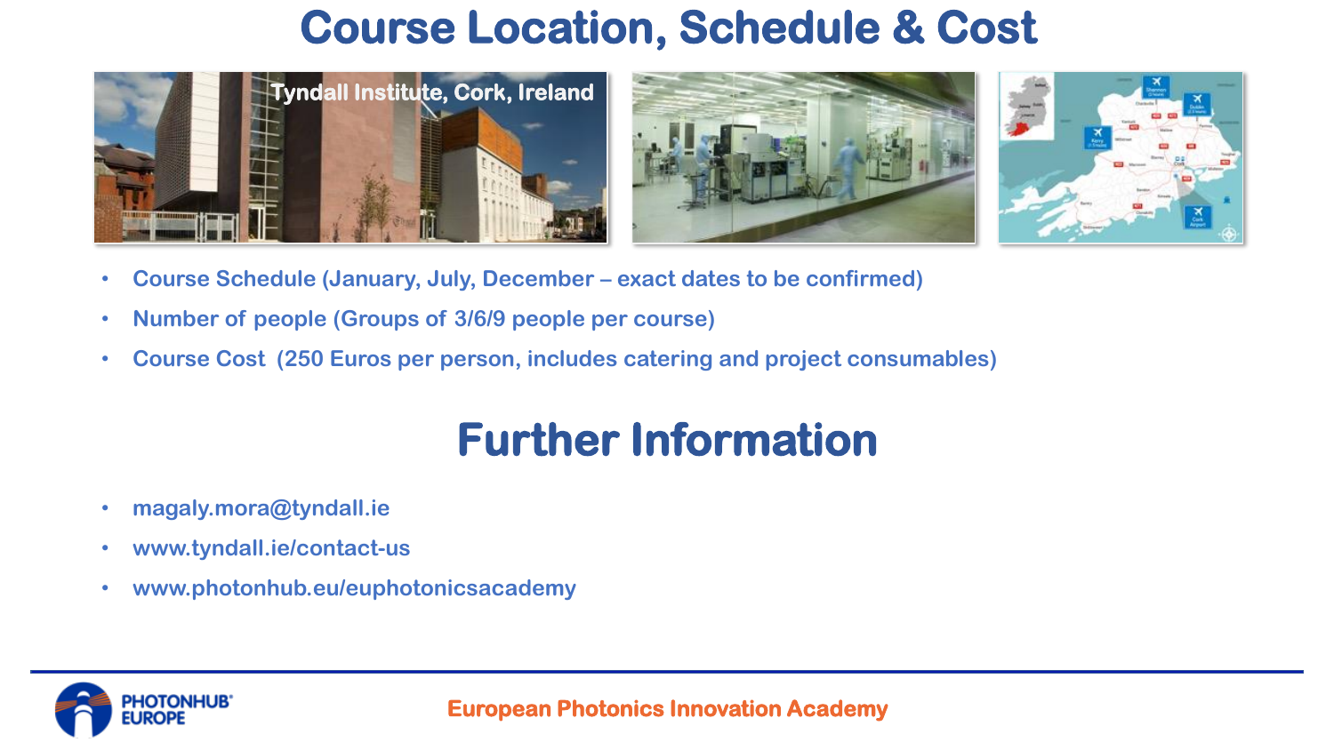# Course Location, Schedule & Cost

Tyndall Institute, Cork, Ireland

- Course Schedule (January, July, December – exact dates to be confirmed)
- Number of people (Groups of 3/6/9 people per course)
- Course Cost (250 Euros per person, includes catering and project consumables)

# Further Information

- magaly.mora@tyndall.ie
- www.tyndall.ie/contact-us
- www.photonhub.eu/euphotonicsacademy

European Photonics Innovation Academy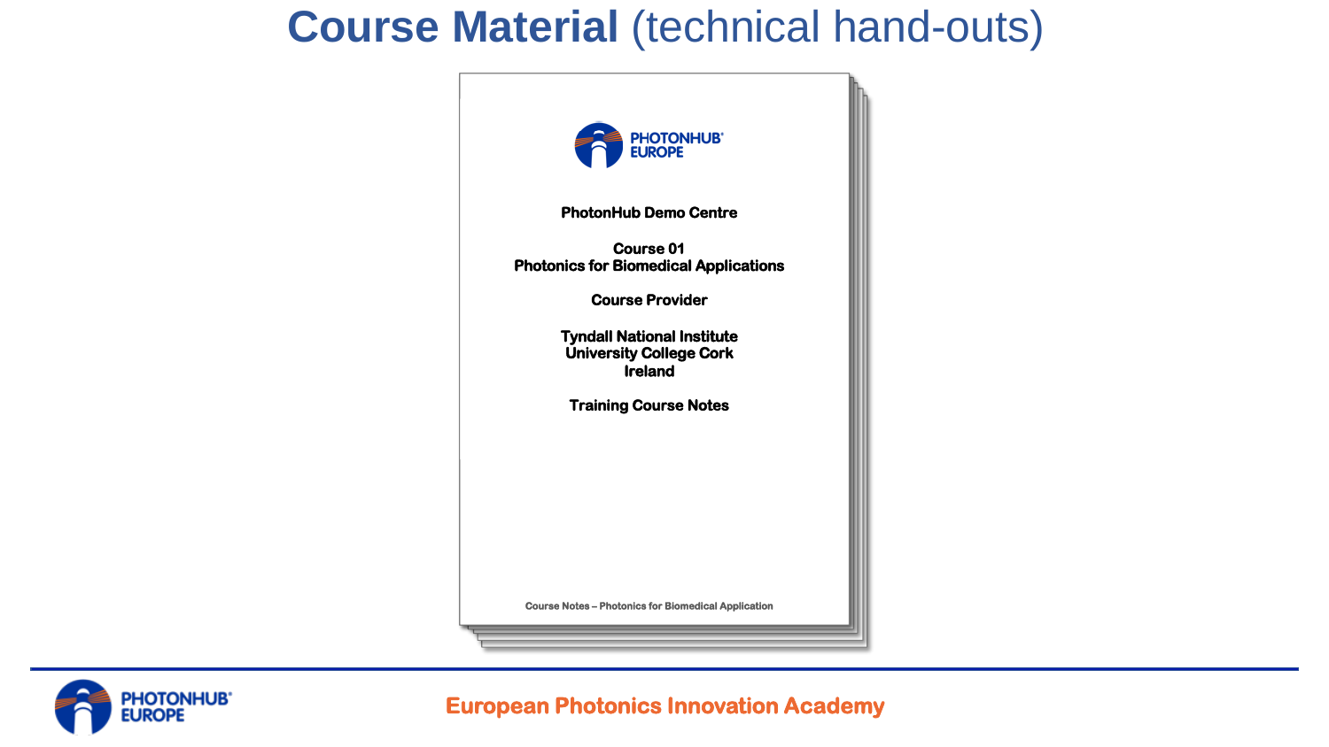# **Course Material** (technical hand-outs)

PHOTONHUB EUROPE

**PhotonHub Demo Centre**

**Course 01**
**Photonics for Biomedical Applications**

**Course Provider**

**Tyndall National Institute**
**University College Cork**
**Ireland**

**Training Course Notes**

Course Notes – Photonics for Biomedical Application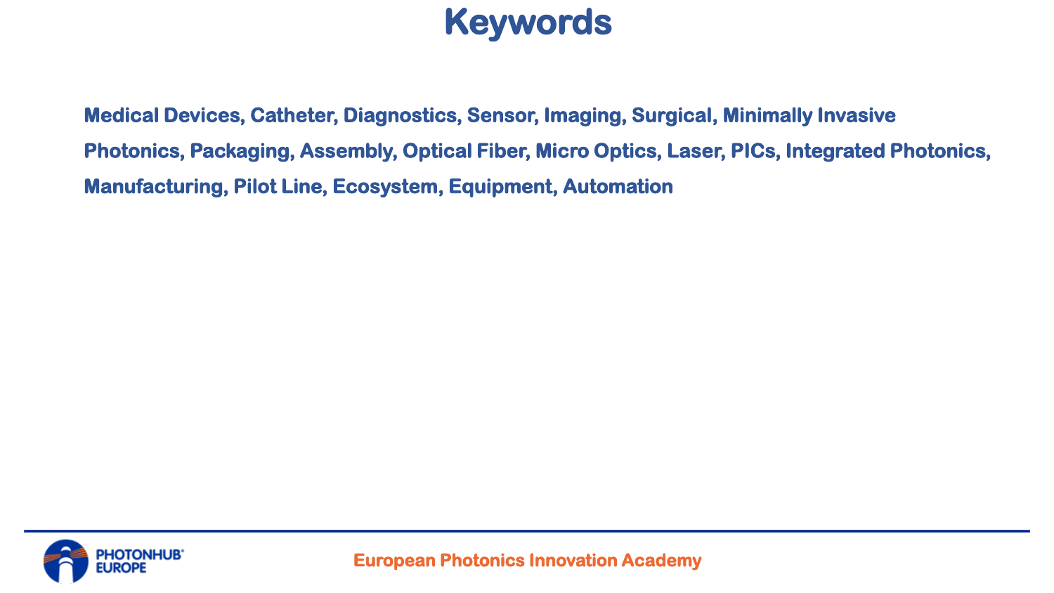# Keywords

**Medical Devices, Catheter, Diagnostics, Sensor, Imaging, Surgical, Minimally Invasive Photonics, Packaging, Assembly, Optical Fiber, Micro Optics, Laser, PICs, Integrated Photonics, Manufacturing, Pilot Line, Ecosystem, Equipment, Automation**